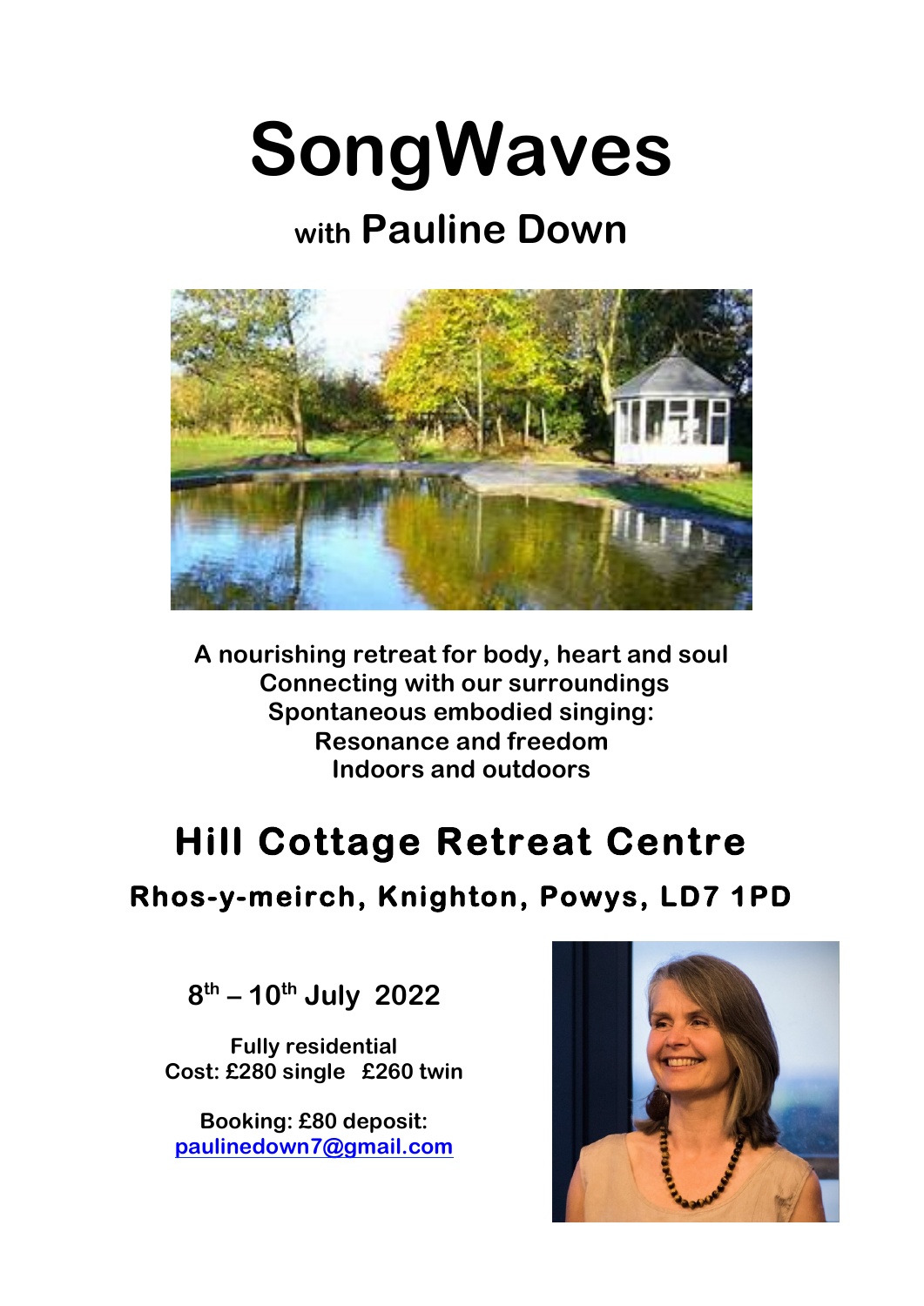# SongWaves

## with Pauline Down

**A nourishing retreat for body, heart and soul**
**Connecting with our surroundings**
**Spontaneous embodied singing:**
**Resonance and freedom**
**Indoors and outdoors**

## Hill Cottage Retreat Centre

### Rhos-y-meirch, Knighton, Powys, LD7 1PD

**8th – 10th July 2022**

**Fully residential**
**Cost: £280 single £260 twin**

**Booking: £80 deposit:**
**paulinedown7@gmail.com**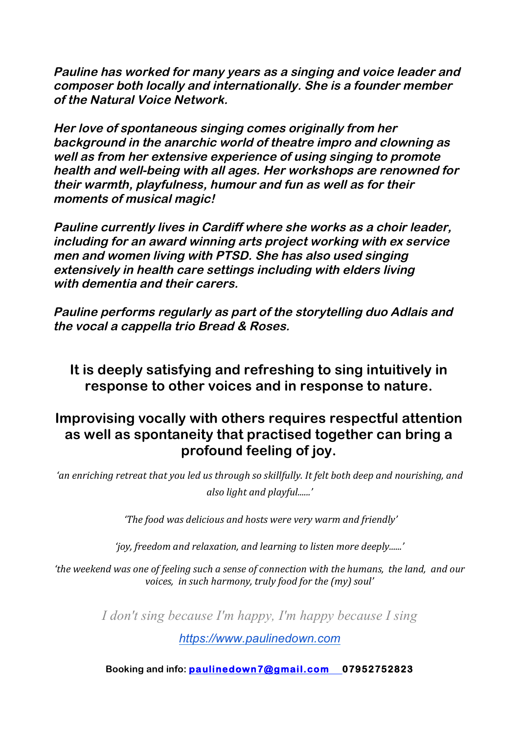***Pauline has worked for many years as a singing and voice leader and composer both locally and internationally. She is a founder member of the Natural Voice Network.***

***Her love of spontaneous singing comes originally from her background in the anarchic world of theatre impro and clowning as well as from her extensive experience of using singing to promote health and well-being with all ages. Her workshops are renowned for their warmth, playfulness, humour and fun as well as for their moments of musical magic!***

***Pauline currently lives in Cardiff where she works as a choir leader, including for an award winning arts project working with ex service men and women living with PTSD. She has also used singing extensively in health care settings including with elders living with dementia and their carers.***

***Pauline performs regularly as part of the storytelling duo Adlais and the vocal a cappella trio Bread & Roses.***

**It is deeply satisfying and refreshing to sing intuitively in response to other voices and in response to nature.**

**Improvising vocally with others requires respectful attention as well as spontaneity that practised together can bring a profound feeling of joy.**

*'an enriching retreat that you led us through so skillfully. It felt both deep and nourishing, and also light and playful......'*

*'The food was delicious and hosts were very warm and friendly'*

*'joy, freedom and relaxation, and learning to listen more deeply......'*

*'the weekend was one of feeling such a sense of connection with the humans, the land, and our voices, in such harmony, truly food for the (my) soul'*

*I don't sing because I'm happy, I'm happy because I sing*

[https://www.paulinedown.com](https://www.paulinedown.com)

**Booking and info: [paulinedown7@gmail.com](mailto:paulinedown7@gmail.com) 07952752823**